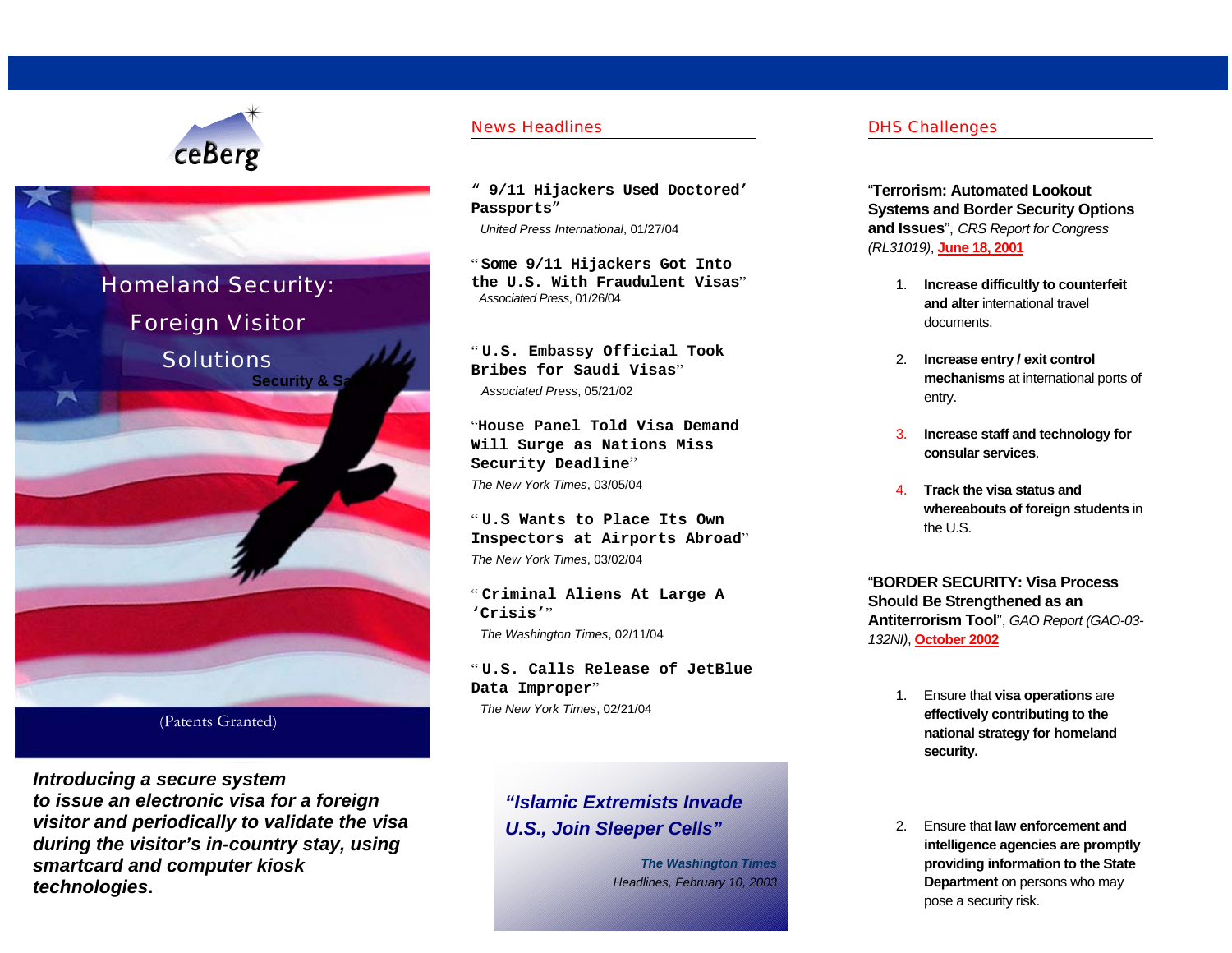ceBerg

# Homeland Security: Foreign Visitor Solutions

Security & Sa

(Patents Granted)

***Introducing a secure system to issue an electronic visa for a foreign visitor and periodically to validate the visa during the visitor's in-country stay, using smartcard and computer kiosk technologies.***

## News Headlines

**" 9/11 Hijackers Used Doctored' Passports"**
*United Press International*, 01/27/04

"**Some 9/11 Hijackers Got Into the U.S. With Fraudulent Visas**"
*Associated Press*, 01/26/04

"**U.S. Embassy Official Took Bribes for Saudi Visas**"
*Associated Press*, 05/21/02

"**House Panel Told Visa Demand Will Surge as Nations Miss Security Deadline**"
*The New York Times*, 03/05/04

"**U.S Wants to Place Its Own Inspectors at Airports Abroad**"
*The New York Times*, 03/02/04

"**Criminal Aliens At Large A 'Crisis'**"
*The Washington Times*, 02/11/04

"**U.S. Calls Release of JetBlue Data Improper**"
*The New York Times*, 02/21/04

***"Islamic Extremists Invade U.S., Join Sleeper Cells"***

***The Washington Times***
*Headlines, February 10, 2003*

## DHS Challenges

"**Terrorism: Automated Lookout Systems and Border Security Options and Issues**", *CRS Report for Congress (RL31019)*, **June 18, 2001**

1. **Increase difficultly to counterfeit and alter** international travel documents.
2. **Increase entry / exit control mechanisms** at international ports of entry.
3. **Increase staff and technology for consular services**.
4. **Track the visa status and whereabouts of foreign students** in the U.S.

"**BORDER SECURITY: Visa Process Should Be Strengthened as an Antiterrorism Tool**", *GAO Report (GAO-03-132NI)*, **October 2002**

1. Ensure that **visa operations** are **effectively contributing to the national strategy for homeland security.**
2. Ensure that **law enforcement and intelligence agencies are promptly providing information to the State Department** on persons who may pose a security risk.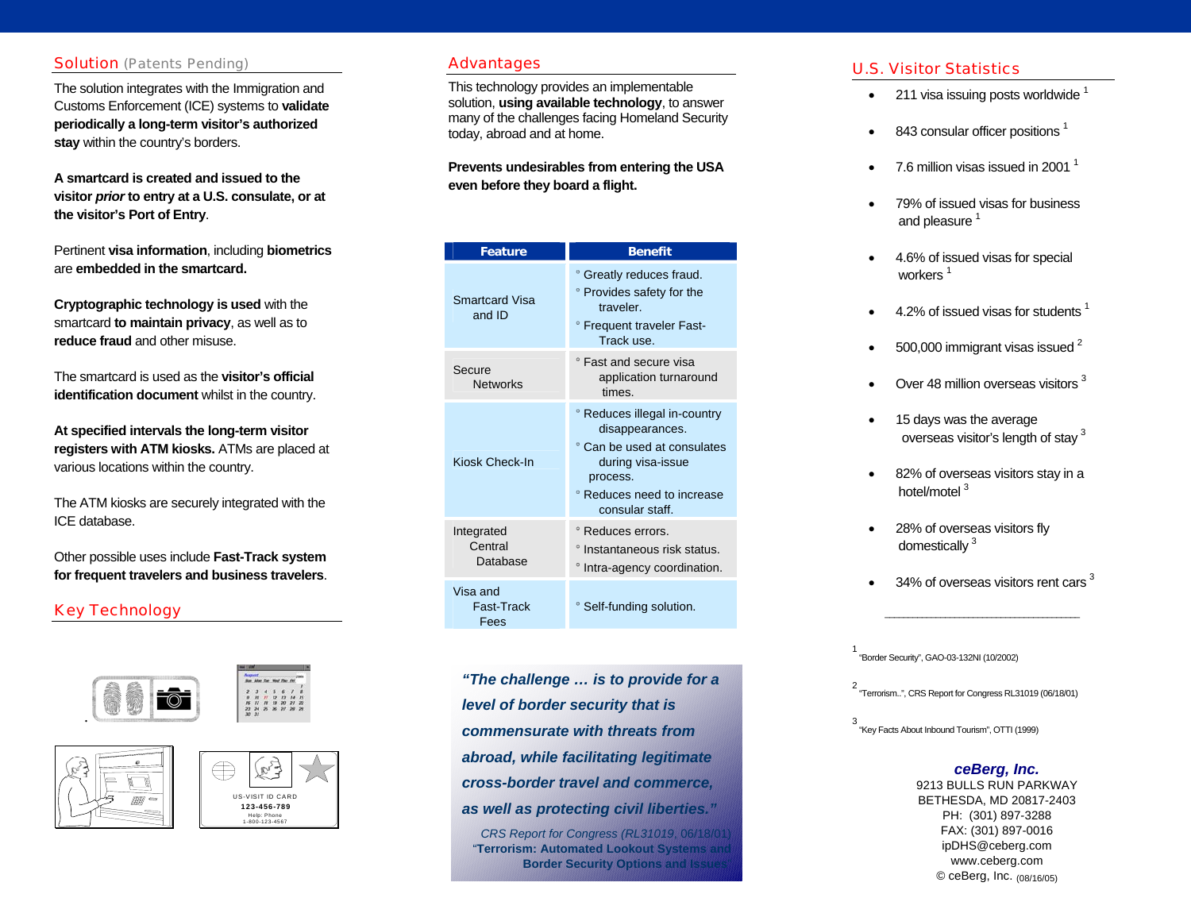## Solution (Patents Pending)

The solution integrates with the Immigration and Customs Enforcement (ICE) systems to **validate periodically a long-term visitor's authorized stay** within the country's borders.

**A smartcard is created and issued to the visitor *prior* to entry at a U.S. consulate, or at the visitor's Port of Entry**.

Pertinent **visa information**, including **biometrics** are **embedded in the smartcard.**

**Cryptographic technology is used** with the smartcard **to maintain privacy**, as well as to **reduce fraud** and other misuse.

The smartcard is used as the **visitor's official identification document** whilst in the country.

**At specified intervals the long-term visitor registers with ATM kiosks.** ATMs are placed at various locations within the country.

The ATM kiosks are securely integrated with the ICE database.

Other possible uses include **Fast-Track system for frequent travelers and business travelers**.

## Key Technology

US-VISIT ID CARD
123-456-789
Help: Phone
1-800-123-4567

## Advantages

This technology provides an implementable solution, **using available technology**, to answer many of the challenges facing Homeland Security today, abroad and at home.

**Prevents undesirables from entering the USA even before they board a flight.**

| Feature | Benefit |
|---|---|
| Smartcard Visa and ID | ° Greatly reduces fraud.<br>° Provides safety for the traveler.<br>° Frequent traveler Fast-Track use. |
| Secure Networks | ° Fast and secure visa application turnaround times. |
| Kiosk Check-In | ° Reduces illegal in-country disappearances.<br>° Can be used at consulates during visa-issue process.<br>° Reduces need to increase consular staff. |
| Integrated Central Database | ° Reduces errors.<br>° Instantaneous risk status.<br>° Intra-agency coordination. |
| Visa and Fast-Track Fees | ° Self-funding solution. |

***"The challenge … is to provide for a level of border security that is commensurate with threats from abroad, while facilitating legitimate cross-border travel and commerce, as well as protecting civil liberties."***

*CRS Report for Congress (RL31019, 06/18/01)*
"**Terrorism: Automated Lookout Systems and Border Security Options and Issues**"

## U.S. Visitor Statistics

- 211 visa issuing posts worldwide [1]
- 843 consular officer positions [1]
- 7.6 million visas issued in 2001 [1]
- 79% of issued visas for business and pleasure [1]
- 4.6% of issued visas for special workers [1]
- 4.2% of issued visas for students [1]
- 500,000 immigrant visas issued [2]
- Over 48 million overseas visitors [3]
- 15 days was the average overseas visitor's length of stay [3]
- 82% of overseas visitors stay in a hotel/motel [3]
- 28% of overseas visitors fly domestically [3]
- 34% of overseas visitors rent cars [3]

---

[1] "Border Security", GAO-03-132NI (10/2002)

[2] "Terrorism..", CRS Report for Congress RL31019 (06/18/01)

[3] "Key Facts About Inbound Tourism", OTTI (1999)

***ceBerg, Inc.***
9213 BULLS RUN PARKWAY
BETHESDA, MD 20817-2403
PH: (301) 897-3288
FAX: (301) 897-0016
ipDHS@ceberg.com
www.ceberg.com
© ceBerg, Inc. (08/16/05)